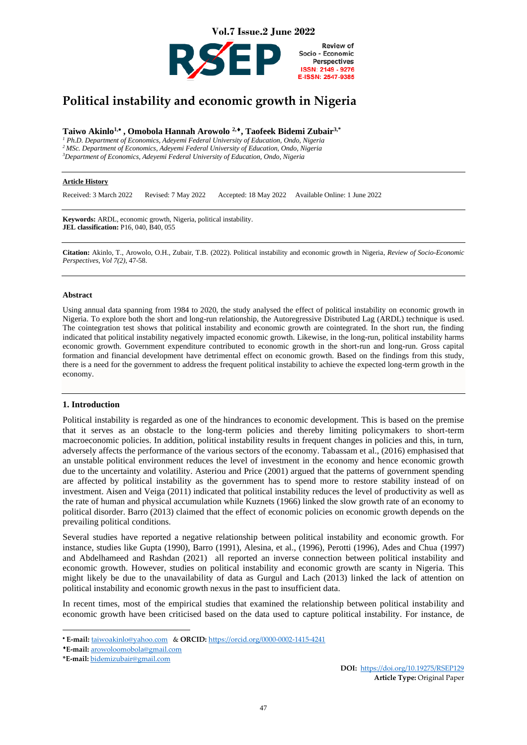# Political instability and economic growth in Nigeria

**Taiwo Akinlo[1,•] , Omobola Hannah Arowolo [2,♦], Taofeek Bidemi Zubair[3,*]**

[1] *Ph.D. Department of Economics, Adeyemi Federal University of Education, Ondo, Nigeria*
[2] *MSc. Department of Economics, Adeyemi Federal University of Education, Ondo, Nigeria*
[3] *Department of Economics, Adeyemi Federal University of Education, Ondo, Nigeria*

**Article History**

Received: 3 March 2022 Revised: 7 May 2022 Accepted: 18 May 2022 Available Online: 1 June 2022

**Keywords:** ARDL, economic growth, Nigeria, political instability.
**JEL classification:** P16, 040, B40, 055

**Citation:** Akinlo, T., Arowolo, O.H., Zubair, T.B. (2022). Political instability and economic growth in Nigeria, *Review of Socio-Economic Perspectives, Vol 7(2)*, 47-58.

### Abstract

Using annual data spanning from 1984 to 2020, the study analysed the effect of political instability on economic growth in Nigeria. To explore both the short and long-run relationship, the Autoregressive Distributed Lag (ARDL) technique is used. The cointegration test shows that political instability and economic growth are cointegrated. In the short run, the finding indicated that political instability negatively impacted economic growth. Likewise, in the long-run, political instability harms economic growth. Government expenditure contributed to economic growth in the short-run and long-run. Gross capital formation and financial development have detrimental effect on economic growth. Based on the findings from this study, there is a need for the government to address the frequent political instability to achieve the expected long-term growth in the economy.

## 1. Introduction

Political instability is regarded as one of the hindrances to economic development. This is based on the premise that it serves as an obstacle to the long-term policies and thereby limiting policymakers to short-term macroeconomic policies. In addition, political instability results in frequent changes in policies and this, in turn, adversely affects the performance of the various sectors of the economy. Tabassam et al., (2016) emphasised that an unstable political environment reduces the level of investment in the economy and hence economic growth due to the uncertainty and volatility. Asteriou and Price (2001) argued that the patterns of government spending are affected by political instability as the government has to spend more to restore stability instead of on investment. Aisen and Veiga (2011) indicated that political instability reduces the level of productivity as well as the rate of human and physical accumulation while Kuznets (1966) linked the slow growth rate of an economy to political disorder. Barro (2013) claimed that the effect of economic policies on economic growth depends on the prevailing political conditions.

Several studies have reported a negative relationship between political instability and economic growth. For instance, studies like Gupta (1990), Barro (1991), Alesina, et al., (1996), Perotti (1996), Ades and Chua (1997) and Abdelhameed and Rashdan (2021) all reported an inverse connection between political instability and economic growth. However, studies on political instability and economic growth are scanty in Nigeria. This might likely be due to the unavailability of data as Gurgul and Lach (2013) linked the lack of attention on political instability and economic growth nexus in the past to insufficient data.

In recent times, most of the empirical studies that examined the relationship between political instability and economic growth have been criticised based on the data used to capture political instability. For instance, de

---

• **E-mail:** taiwoakinlo@yahoo.com & **ORCID:** https://orcid.org/0000-0002-1415-4241
♦**E-mail:** arowoloomobola@gmail.com
\***E-mail:** bidemizubair@gmail.com

**DOI:** https://doi.org/10.19275/RSEP129
**Article Type:** Original Paper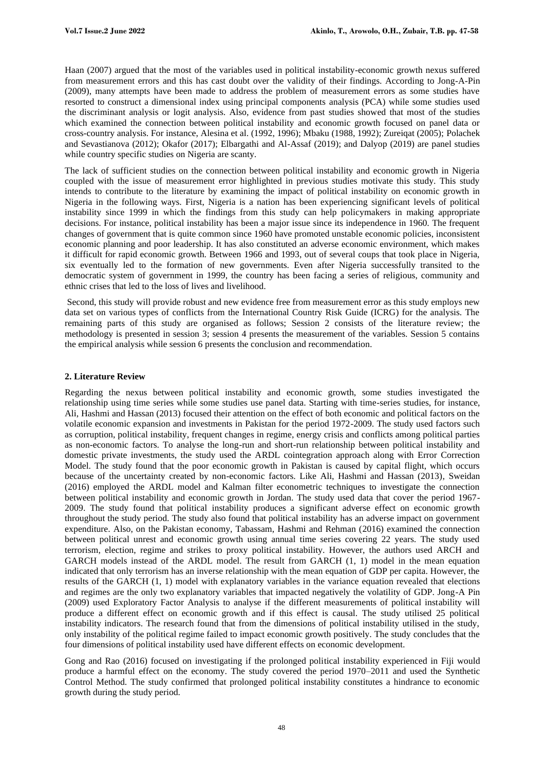Haan (2007) argued that the most of the variables used in political instability-economic growth nexus suffered from measurement errors and this has cast doubt over the validity of their findings. According to Jong-A-Pin (2009), many attempts have been made to address the problem of measurement errors as some studies have resorted to construct a dimensional index using principal components analysis (PCA) while some studies used the discriminant analysis or logit analysis. Also, evidence from past studies showed that most of the studies which examined the connection between political instability and economic growth focused on panel data or cross-country analysis. For instance, Alesina et al. (1992, 1996); Mbaku (1988, 1992); Zureiqat (2005); Polachek and Sevastianova (2012); Okafor (2017); Elbargathi and Al-Assaf (2019); and Dalyop (2019) are panel studies while country specific studies on Nigeria are scanty.

The lack of sufficient studies on the connection between political instability and economic growth in Nigeria coupled with the issue of measurement error highlighted in previous studies motivate this study. This study intends to contribute to the literature by examining the impact of political instability on economic growth in Nigeria in the following ways. First, Nigeria is a nation has been experiencing significant levels of political instability since 1999 in which the findings from this study can help policymakers in making appropriate decisions. For instance, political instability has been a major issue since its independence in 1960. The frequent changes of government that is quite common since 1960 have promoted unstable economic policies, inconsistent economic planning and poor leadership. It has also constituted an adverse economic environment, which makes it difficult for rapid economic growth. Between 1966 and 1993, out of several coups that took place in Nigeria, six eventually led to the formation of new governments. Even after Nigeria successfully transited to the democratic system of government in 1999, the country has been facing a series of religious, community and ethnic crises that led to the loss of lives and livelihood.

Second, this study will provide robust and new evidence free from measurement error as this study employs new data set on various types of conflicts from the International Country Risk Guide (ICRG) for the analysis. The remaining parts of this study are organised as follows; Session 2 consists of the literature review; the methodology is presented in session 3; session 4 presents the measurement of the variables. Session 5 contains the empirical analysis while session 6 presents the conclusion and recommendation.

## 2. Literature Review

Regarding the nexus between political instability and economic growth, some studies investigated the relationship using time series while some studies use panel data. Starting with time-series studies, for instance, Ali, Hashmi and Hassan (2013) focused their attention on the effect of both economic and political factors on the volatile economic expansion and investments in Pakistan for the period 1972-2009. The study used factors such as corruption, political instability, frequent changes in regime, energy crisis and conflicts among political parties as non-economic factors. To analyse the long-run and short-run relationship between political instability and domestic private investments, the study used the ARDL cointegration approach along with Error Correction Model. The study found that the poor economic growth in Pakistan is caused by capital flight, which occurs because of the uncertainty created by non-economic factors. Like Ali, Hashmi and Hassan (2013), Sweidan (2016) employed the ARDL model and Kalman filter econometric techniques to investigate the connection between political instability and economic growth in Jordan. The study used data that cover the period 1967-2009. The study found that political instability produces a significant adverse effect on economic growth throughout the study period. The study also found that political instability has an adverse impact on government expenditure. Also, on the Pakistan economy, Tabassam, Hashmi and Rehman (2016) examined the connection between political unrest and economic growth using annual time series covering 22 years. The study used terrorism, election, regime and strikes to proxy political instability. However, the authors used ARCH and GARCH models instead of the ARDL model. The result from GARCH (1, 1) model in the mean equation indicated that only terrorism has an inverse relationship with the mean equation of GDP per capita. However, the results of the GARCH (1, 1) model with explanatory variables in the variance equation revealed that elections and regimes are the only two explanatory variables that impacted negatively the volatility of GDP. Jong-A Pin (2009) used Exploratory Factor Analysis to analyse if the different measurements of political instability will produce a different effect on economic growth and if this effect is causal. The study utilised 25 political instability indicators. The research found that from the dimensions of political instability utilised in the study, only instability of the political regime failed to impact economic growth positively. The study concludes that the four dimensions of political instability used have different effects on economic development.

Gong and Rao (2016) focused on investigating if the prolonged political instability experienced in Fiji would produce a harmful effect on the economy. The study covered the period 1970–2011 and used the Synthetic Control Method. The study confirmed that prolonged political instability constitutes a hindrance to economic growth during the study period.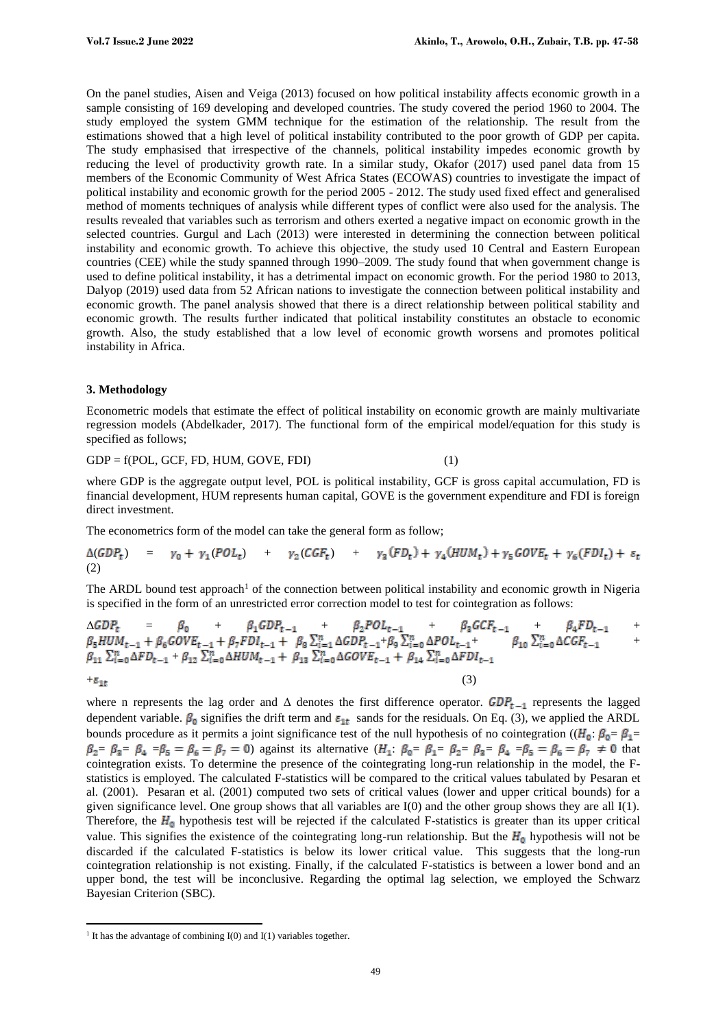On the panel studies, Aisen and Veiga (2013) focused on how political instability affects economic growth in a sample consisting of 169 developing and developed countries. The study covered the period 1960 to 2004. The study employed the system GMM technique for the estimation of the relationship. The result from the estimations showed that a high level of political instability contributed to the poor growth of GDP per capita. The study emphasised that irrespective of the channels, political instability impedes economic growth by reducing the level of productivity growth rate. In a similar study, Okafor (2017) used panel data from 15 members of the Economic Community of West Africa States (ECOWAS) countries to investigate the impact of political instability and economic growth for the period 2005 - 2012. The study used fixed effect and generalised method of moments techniques of analysis while different types of conflict were also used for the analysis. The results revealed that variables such as terrorism and others exerted a negative impact on economic growth in the selected countries. Gurgul and Lach (2013) were interested in determining the connection between political instability and economic growth. To achieve this objective, the study used 10 Central and Eastern European countries (CEE) while the study spanned through 1990–2009. The study found that when government change is used to define political instability, it has a detrimental impact on economic growth. For the period 1980 to 2013, Dalyop (2019) used data from 52 African nations to investigate the connection between political instability and economic growth. The panel analysis showed that there is a direct relationship between political stability and economic growth. The results further indicated that political instability constitutes an obstacle to economic growth. Also, the study established that a low level of economic growth worsens and promotes political instability in Africa.

### 3. Methodology

Econometric models that estimate the effect of political instability on economic growth are mainly multivariate regression models (Abdelkader, 2017). The functional form of the empirical model/equation for this study is specified as follows;

$$GDP = f(POL, GCF, FD, HUM, GOVE, FDI) \qquad (1)$$

where GDP is the aggregate output level, POL is political instability, GCF is gross capital accumulation, FD is financial development, HUM represents human capital, GOVE is the government expenditure and FDI is foreign direct investment.

The econometrics form of the model can take the general form as follow;

$$\Delta(GDP_t) = \gamma_0 + \gamma_1(POL_t) + \gamma_2(CGF_t) + \gamma_3(FD_t) + \gamma_4(HUM_t) + \gamma_5 GOVE_t + \gamma_6(FDI_t) + \varepsilon_t \qquad (2)$$

The ARDL bound test approach[1] of the connection between political instability and economic growth in Nigeria is specified in the form of an unrestricted error correction model to test for cointegration as follows:

$$\Delta GDP_t = \beta_0 + \beta_1 GDP_{t-1} + \beta_2 POL_{t-1} + \beta_3 GCF_{t-1} + \beta_4 FD_{t-1} + \beta_5 HUM_{t-1} + \beta_6 GOVE_{t-1} + \beta_7 FDI_{t-1} + \beta_8 \sum_{i=1}^{n} \Delta GDP_{t-1} + \beta_9 \sum_{i=0}^{n} \Delta POL_{t-1} + \beta_{10} \sum_{i=0}^{n} \Delta CGF_{t-1} + \beta_{11} \sum_{i=0}^{n} \Delta FD_{t-1} + \beta_{12} \sum_{i=0}^{n} \Delta HUM_{t-1} + \beta_{13} \sum_{i=0}^{n} \Delta GOVE_{t-1} + \beta_{14} \sum_{i=0}^{n} \Delta FDI_{t-1} + \varepsilon_{1t} \qquad (3)$$

where n represents the lag order and $\Delta$ denotes the first difference operator. $GDP_{t-1}$ represents the lagged dependent variable. $\beta_0$ signifies the drift term and $\varepsilon_{1t}$ sands for the residuals. On Eq. (3), we applied the ARDL bounds procedure as it permits a joint significance test of the null hypothesis of no cointegration (($H_0$: $\beta_0 = \beta_1 = \beta_2 = \beta_3 = \beta_4 = \beta_5 = \beta_6 = \beta_7 = 0$) against its alternative ($H_1$: $\beta_0 = \beta_1 = \beta_2 = \beta_3 = \beta_4 = \beta_5 = \beta_6 = \beta_7 \neq 0$ that cointegration exists. To determine the presence of the cointegrating long-run relationship in the model, the F-statistics is employed. The calculated F-statistics will be compared to the critical values tabulated by Pesaran et al. (2001). Pesaran et al. (2001) computed two sets of critical values (lower and upper critical bounds) for a given significance level. One group shows that all variables are I(0) and the other group shows they are all I(1). Therefore, the $H_0$ hypothesis test will be rejected if the calculated F-statistics is greater than its upper critical value. This signifies the existence of the cointegrating long-run relationship. But the $H_0$ hypothesis will not be discarded if the calculated F-statistics is below its lower critical value. This suggests that the long-run cointegration relationship is not existing. Finally, if the calculated F-statistics is between a lower bond and an upper bond, the test will be inconclusive. Regarding the optimal lag selection, we employed the Schwarz Bayesian Criterion (SBC).

[1] It has the advantage of combining I(0) and I(1) variables together.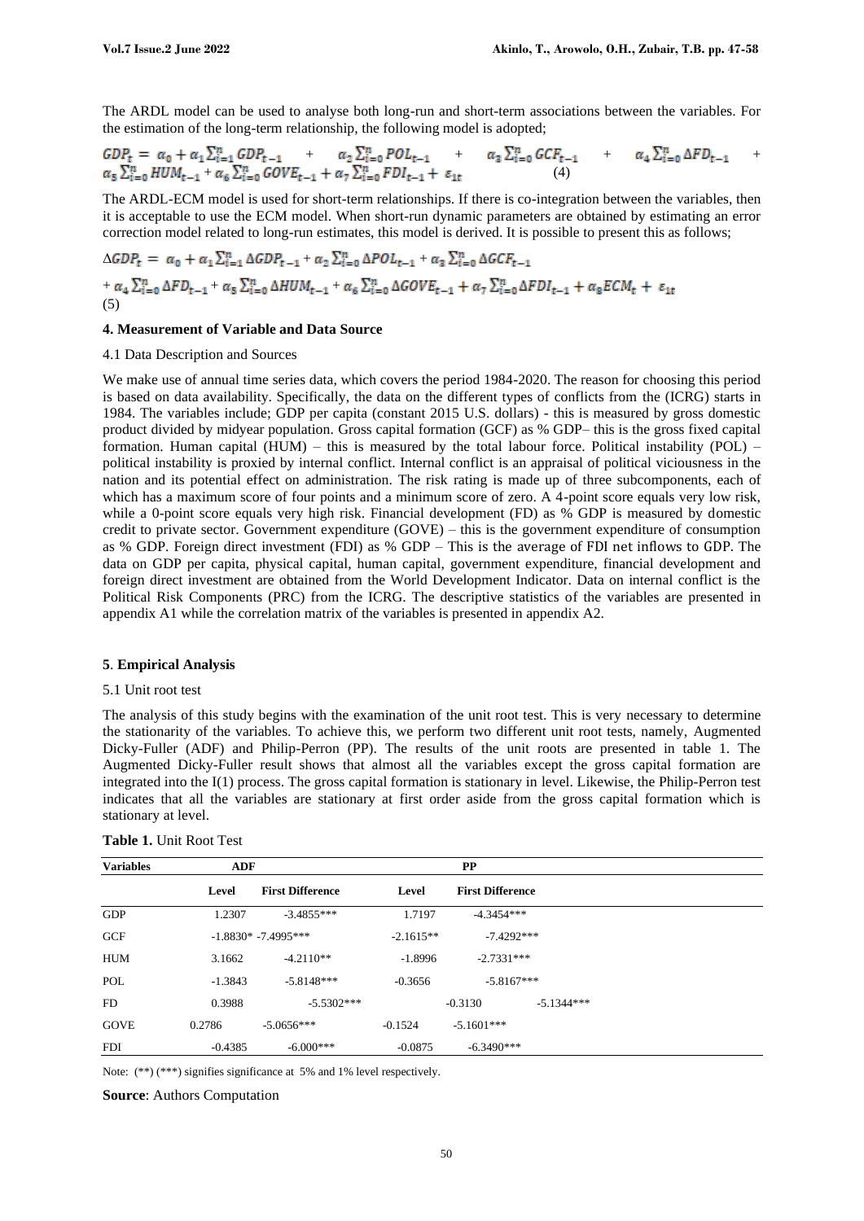The ARDL model can be used to analyse both long-run and short-term associations between the variables. For the estimation of the long-term relationship, the following model is adopted;

$$GDP_t = \alpha_0 + \alpha_1 \sum_{i=1}^{n} GDP_{t-1} + \alpha_2 \sum_{i=0}^{n} POL_{t-1} + \alpha_3 \sum_{i=0}^{n} GCF_{t-1} + \alpha_4 \sum_{i=0}^{n} \Delta FD_{t-1} + \alpha_5 \sum_{i=0}^{n} HUM_{t-1} + \alpha_6 \sum_{i=0}^{n} GOVE_{t-1} + \alpha_7 \sum_{i=0}^{n} FDI_{t-1} + \varepsilon_{1t} \quad (4)$$

The ARDL-ECM model is used for short-term relationships. If there is co-integration between the variables, then it is acceptable to use the ECM model. When short-run dynamic parameters are obtained by estimating an error correction model related to long-run estimates, this model is derived. It is possible to present this as follows;

$$\Delta GDP_t = \alpha_0 + \alpha_1 \sum_{i=1}^{n} \Delta GDP_{t-1} + \alpha_2 \sum_{i=0}^{n} \Delta POL_{t-1} + \alpha_3 \sum_{i=0}^{n} \Delta GCF_{t-1} + \alpha_4 \sum_{i=0}^{n} \Delta FD_{t-1} + \alpha_5 \sum_{i=0}^{n} \Delta HUM_{t-1} + \alpha_6 \sum_{i=0}^{n} \Delta GOVE_{t-1} + \alpha_7 \sum_{i=0}^{n} \Delta FDI_{t-1} + \alpha_8 ECM_t + \varepsilon_{1t}$$
(5)

### 4. Measurement of Variable and Data Source

4.1 Data Description and Sources

We make use of annual time series data, which covers the period 1984-2020. The reason for choosing this period is based on data availability. Specifically, the data on the different types of conflicts from the (ICRG) starts in 1984. The variables include; GDP per capita (constant 2015 U.S. dollars) - this is measured by gross domestic product divided by midyear population. Gross capital formation (GCF) as % GDP– this is the gross fixed capital formation. Human capital (HUM) – this is measured by the total labour force. Political instability (POL) – political instability is proxied by internal conflict. Internal conflict is an appraisal of political viciousness in the nation and its potential effect on administration. The risk rating is made up of three subcomponents, each of which has a maximum score of four points and a minimum score of zero. A 4-point score equals very low risk, while a 0-point score equals very high risk. Financial development (FD) as % GDP is measured by domestic credit to private sector. Government expenditure (GOVE) – this is the government expenditure of consumption as % GDP. Foreign direct investment (FDI) as % GDP – This is the average of FDI net inflows to GDP. The data on GDP per capita, physical capital, human capital, government expenditure, financial development and foreign direct investment are obtained from the World Development Indicator. Data on internal conflict is the Political Risk Components (PRC) from the ICRG. The descriptive statistics of the variables are presented in appendix A1 while the correlation matrix of the variables is presented in appendix A2.

### 5. Empirical Analysis

5.1 Unit root test

The analysis of this study begins with the examination of the unit root test. This is very necessary to determine the stationarity of the variables. To achieve this, we perform two different unit root tests, namely, Augmented Dicky-Fuller (ADF) and Philip-Perron (PP). The results of the unit roots are presented in table 1. The Augmented Dicky-Fuller result shows that almost all the variables except the gross capital formation are integrated into the I(1) process. The gross capital formation is stationary in level. Likewise, the Philip-Perron test indicates that all the variables are stationary at first order aside from the gross capital formation which is stationary at level.

**Table 1.** Unit Root Test

| Variables | ADF | | PP | |
|---|---|---|---|---|
| | Level | First Difference | Level | First Difference |
| GDP | 1.2307 | -3.4855*** | 1.7197 | -4.3454*** |
| GCF | -1.8830* | -7.4995*** | -2.1615** | -7.4292*** |
| HUM | 3.1662 | -4.2110** | -1.8996 | -2.7331*** |
| POL | -1.3843 | -5.8148*** | -0.3656 | -5.8167*** |
| FD | 0.3988 | -5.5302*** | -0.3130 | -5.1344*** |
| GOVE | 0.2786 | -5.0656*** | -0.1524 | -5.1601*** |
| FDI | -0.4385 | -6.000*** | -0.0875 | -6.3490*** |

Note: (**) (***) signifies significance at 5% and 1% level respectively.

**Source**: Authors Computation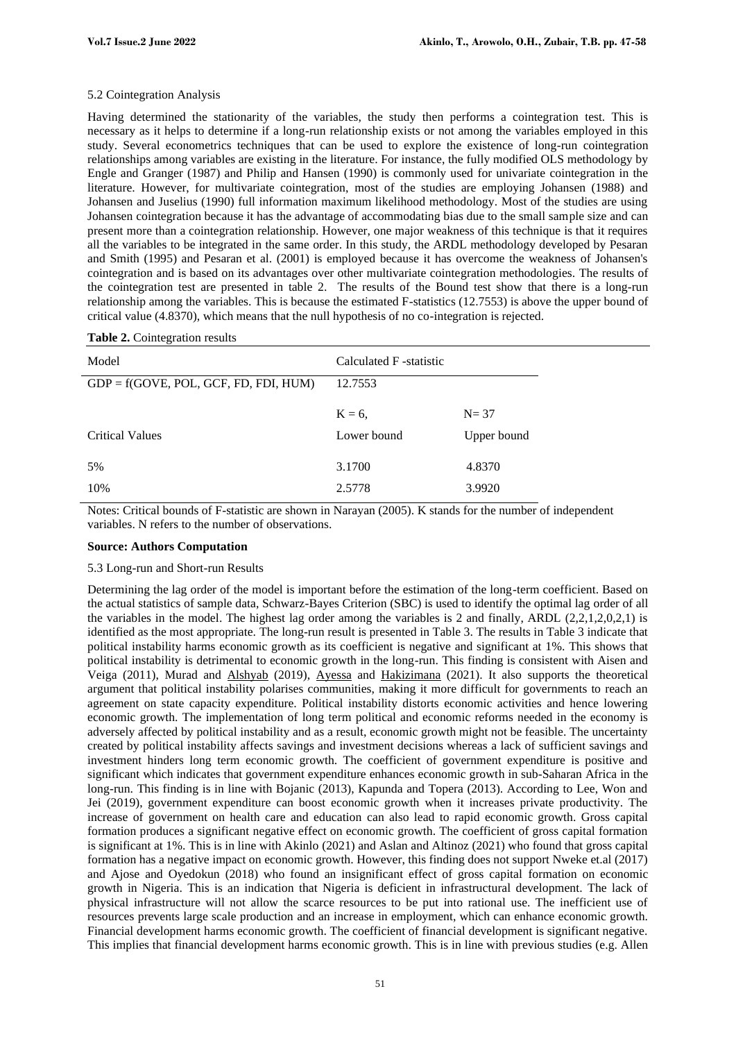5.2 Cointegration Analysis

Having determined the stationarity of the variables, the study then performs a cointegration test. This is necessary as it helps to determine if a long-run relationship exists or not among the variables employed in this study. Several econometrics techniques that can be used to explore the existence of long-run cointegration relationships among variables are existing in the literature. For instance, the fully modified OLS methodology by Engle and Granger (1987) and Philip and Hansen (1990) is commonly used for univariate cointegration in the literature. However, for multivariate cointegration, most of the studies are employing Johansen (1988) and Johansen and Juselius (1990) full information maximum likelihood methodology. Most of the studies are using Johansen cointegration because it has the advantage of accommodating bias due to the small sample size and can present more than a cointegration relationship. However, one major weakness of this technique is that it requires all the variables to be integrated in the same order. In this study, the ARDL methodology developed by Pesaran and Smith (1995) and Pesaran et al. (2001) is employed because it has overcome the weakness of Johansen's cointegration and is based on its advantages over other multivariate cointegration methodologies. The results of the cointegration test are presented in table 2. The results of the Bound test show that there is a long-run relationship among the variables. This is because the estimated F-statistics (12.7553) is above the upper bound of critical value (4.8370), which means that the null hypothesis of no co-integration is rejected.

**Table 2.** Cointegration results

| Model | Calculated F -statistic | |
|---|---|---|
| GDP = f(GOVE, POL, GCF, FD, FDI, HUM) | 12.7553 | |
| | K = 6, | N= 37 |
| Critical Values | Lower bound | Upper bound |
| 5% | 3.1700 | 4.8370 |
| 10% | 2.5778 | 3.9920 |

Notes: Critical bounds of F-statistic are shown in Narayan (2005). K stands for the number of independent variables. N refers to the number of observations.

**Source: Authors Computation**

5.3 Long-run and Short-run Results

Determining the lag order of the model is important before the estimation of the long-term coefficient. Based on the actual statistics of sample data, Schwarz-Bayes Criterion (SBC) is used to identify the optimal lag order of all the variables in the model. The highest lag order among the variables is 2 and finally, ARDL (2,2,1,2,0,2,1) is identified as the most appropriate. The long-run result is presented in Table 3. The results in Table 3 indicate that political instability harms economic growth as its coefficient is negative and significant at 1%. This shows that political instability is detrimental to economic growth in the long-run. This finding is consistent with Aisen and Veiga (2011), Murad and Alshyab (2019), Ayessa and Hakizimana (2021). It also supports the theoretical argument that political instability polarises communities, making it more difficult for governments to reach an agreement on state capacity expenditure. Political instability distorts economic activities and hence lowering economic growth. The implementation of long term political and economic reforms needed in the economy is adversely affected by political instability and as a result, economic growth might not be feasible. The uncertainty created by political instability affects savings and investment decisions whereas a lack of sufficient savings and investment hinders long term economic growth. The coefficient of government expenditure is positive and significant which indicates that government expenditure enhances economic growth in sub-Saharan Africa in the long-run. This finding is in line with Bojanic (2013), Kapunda and Topera (2013). According to Lee, Won and Jei (2019), government expenditure can boost economic growth when it increases private productivity. The increase of government on health care and education can also lead to rapid economic growth. Gross capital formation produces a significant negative effect on economic growth. The coefficient of gross capital formation is significant at 1%. This is in line with Akinlo (2021) and Aslan and Altinoz (2021) who found that gross capital formation has a negative impact on economic growth. However, this finding does not support Nweke et.al (2017) and Ajose and Oyedokun (2018) who found an insignificant effect of gross capital formation on economic growth in Nigeria. This is an indication that Nigeria is deficient in infrastructural development. The lack of physical infrastructure will not allow the scarce resources to be put into rational use. The inefficient use of resources prevents large scale production and an increase in employment, which can enhance economic growth. Financial development harms economic growth. The coefficient of financial development is significant negative. This implies that financial development harms economic growth. This is in line with previous studies (e.g. Allen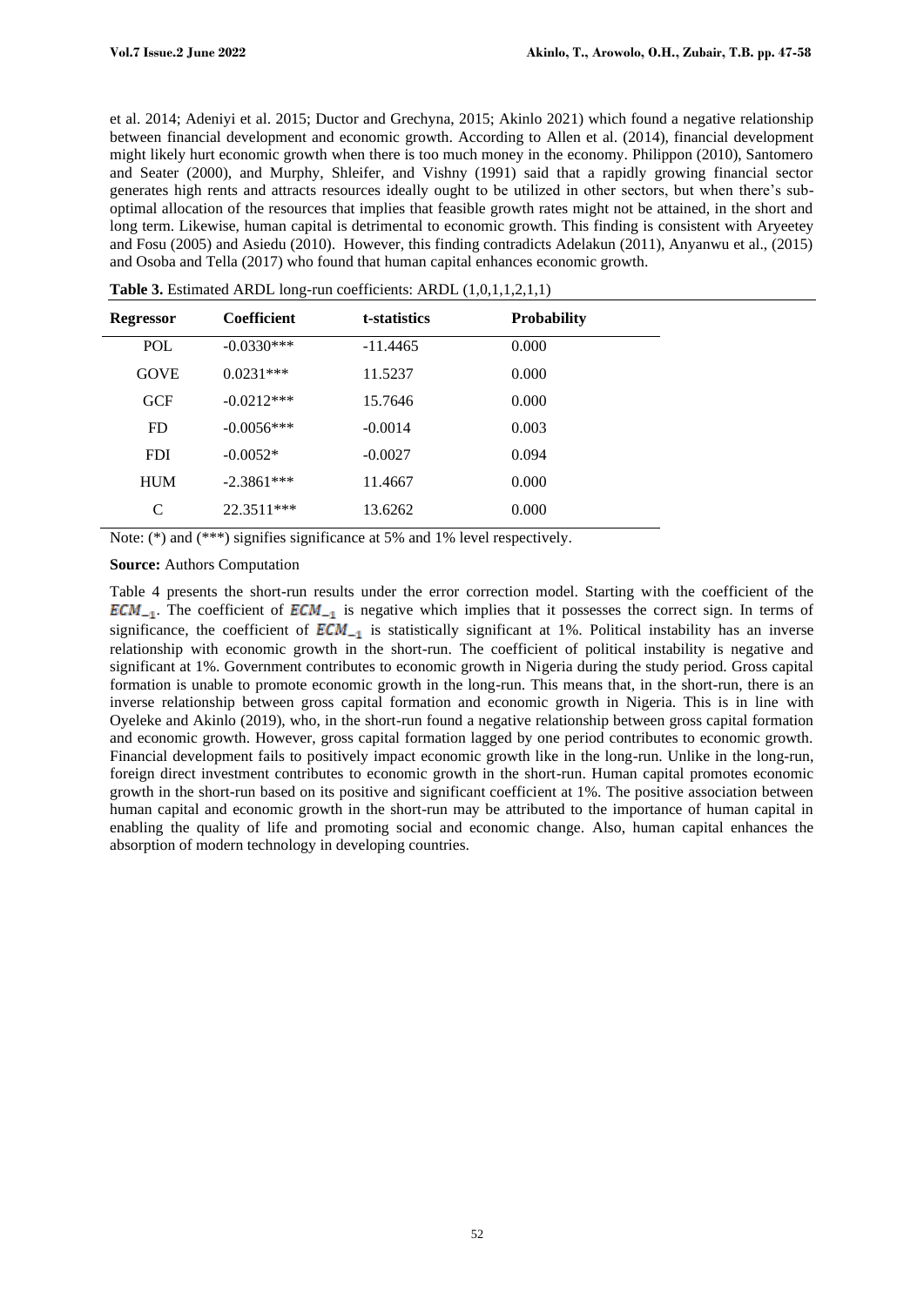et al. 2014; Adeniyi et al. 2015; Ductor and Grechyna, 2015; Akinlo 2021) which found a negative relationship between financial development and economic growth. According to Allen et al. (2014), financial development might likely hurt economic growth when there is too much money in the economy. Philippon (2010), Santomero and Seater (2000), and Murphy, Shleifer, and Vishny (1991) said that a rapidly growing financial sector generates high rents and attracts resources ideally ought to be utilized in other sectors, but when there's sub-optimal allocation of the resources that implies that feasible growth rates might not be attained, in the short and long term. Likewise, human capital is detrimental to economic growth. This finding is consistent with Aryeetey and Fosu (2005) and Asiedu (2010). However, this finding contradicts Adelakun (2011), Anyanwu et al., (2015) and Osoba and Tella (2017) who found that human capital enhances economic growth.

**Table 3.** Estimated ARDL long-run coefficients: ARDL (1,0,1,1,2,1,1)

| Regressor | Coefficient | t-statistics | Probability |
|---|---|---|---|
| POL | -0.0330*** | -11.4465 | 0.000 |
| GOVE | 0.0231*** | 11.5237 | 0.000 |
| GCF | -0.0212*** | 15.7646 | 0.000 |
| FD | -0.0056*** | -0.0014 | 0.003 |
| FDI | -0.0052* | -0.0027 | 0.094 |
| HUM | -2.3861*** | 11.4667 | 0.000 |
| C | 22.3511*** | 13.6262 | 0.000 |

Note: (*) and (***) signifies significance at 5% and 1% level respectively.

**Source:** Authors Computation

Table 4 presents the short-run results under the error correction model. Starting with the coefficient of the $ECM_{-1}$. The coefficient of $ECM_{-1}$ is negative which implies that it possesses the correct sign. In terms of significance, the coefficient of $ECM_{-1}$ is statistically significant at 1%. Political instability has an inverse relationship with economic growth in the short-run. The coefficient of political instability is negative and significant at 1%. Government contributes to economic growth in Nigeria during the study period. Gross capital formation is unable to promote economic growth in the long-run. This means that, in the short-run, there is an inverse relationship between gross capital formation and economic growth in Nigeria. This is in line with Oyeleke and Akinlo (2019), who, in the short-run found a negative relationship between gross capital formation and economic growth. However, gross capital formation lagged by one period contributes to economic growth. Financial development fails to positively impact economic growth like in the long-run. Unlike in the long-run, foreign direct investment contributes to economic growth in the short-run. Human capital promotes economic growth in the short-run based on its positive and significant coefficient at 1%. The positive association between human capital and economic growth in the short-run may be attributed to the importance of human capital in enabling the quality of life and promoting social and economic change. Also, human capital enhances the absorption of modern technology in developing countries.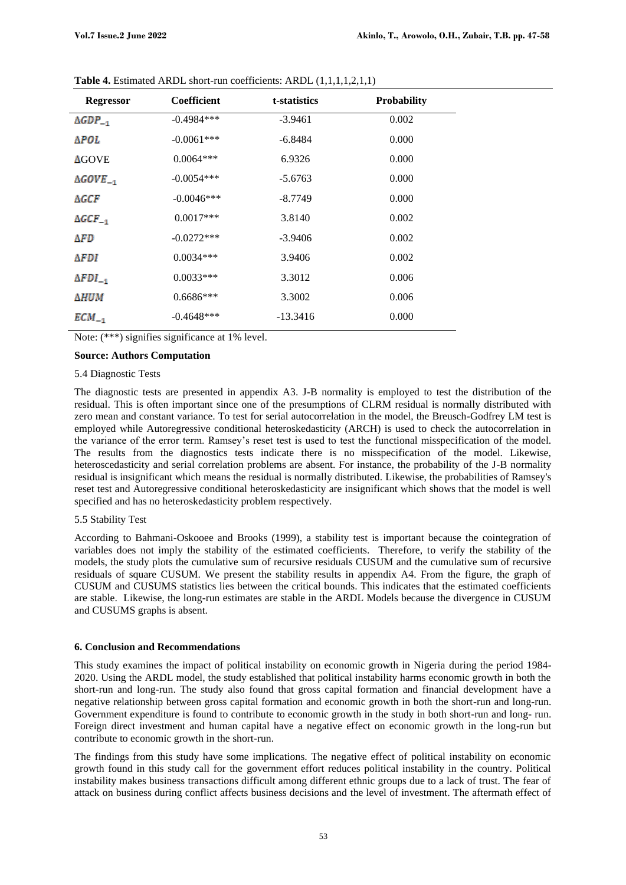**Table 4.** Estimated ARDL short-run coefficients: ARDL (1,1,1,1,2,1,1)

| Regressor | Coefficient | t-statistics | Probability |
|---|---|---|---|
| $\Delta GDP_{-1}$ | -0.4984*** | -3.9461 | 0.002 |
| $\Delta POL$ | -0.0061*** | -6.8484 | 0.000 |
| $\Delta$GOVE | 0.0064*** | 6.9326 | 0.000 |
| $\Delta GOVE_{-1}$ | -0.0054*** | -5.6763 | 0.000 |
| $\Delta GCF$ | -0.0046*** | -8.7749 | 0.000 |
| $\Delta GCF_{-1}$ | 0.0017*** | 3.8140 | 0.002 |
| $\Delta FD$ | -0.0272*** | -3.9406 | 0.002 |
| $\Delta FDI$ | 0.0034*** | 3.9406 | 0.002 |
| $\Delta FDI_{-1}$ | 0.0033*** | 3.3012 | 0.006 |
| $\Delta HUM$ | 0.6686*** | 3.3002 | 0.006 |
| $ECM_{-1}$ | -0.4648*** | -13.3416 | 0.000 |

Note: (***) signifies significance at 1% level.

**Source: Authors Computation**

5.4 Diagnostic Tests

The diagnostic tests are presented in appendix A3. J-B normality is employed to test the distribution of the residual. This is often important since one of the presumptions of CLRM residual is normally distributed with zero mean and constant variance. To test for serial autocorrelation in the model, the Breusch-Godfrey LM test is employed while Autoregressive conditional heteroskedasticity (ARCH) is used to check the autocorrelation in the variance of the error term. Ramsey's reset test is used to test the functional misspecification of the model. The results from the diagnostics tests indicate there is no misspecification of the model. Likewise, heteroscedasticity and serial correlation problems are absent. For instance, the probability of the J-B normality residual is insignificant which means the residual is normally distributed. Likewise, the probabilities of Ramsey's reset test and Autoregressive conditional heteroskedasticity are insignificant which shows that the model is well specified and has no heteroskedasticity problem respectively.

5.5 Stability Test

According to Bahmani-Oskooee and Brooks (1999), a stability test is important because the cointegration of variables does not imply the stability of the estimated coefficients. Therefore, to verify the stability of the models, the study plots the cumulative sum of recursive residuals CUSUM and the cumulative sum of recursive residuals of square CUSUM. We present the stability results in appendix A4. From the figure, the graph of CUSUM and CUSUMS statistics lies between the critical bounds. This indicates that the estimated coefficients are stable. Likewise, the long-run estimates are stable in the ARDL Models because the divergence in CUSUM and CUSUMS graphs is absent.

**6. Conclusion and Recommendations**

This study examines the impact of political instability on economic growth in Nigeria during the period 1984-2020. Using the ARDL model, the study established that political instability harms economic growth in both the short-run and long-run. The study also found that gross capital formation and financial development have a negative relationship between gross capital formation and economic growth in both the short-run and long-run. Government expenditure is found to contribute to economic growth in the study in both short-run and long- run. Foreign direct investment and human capital have a negative effect on economic growth in the long-run but contribute to economic growth in the short-run.

The findings from this study have some implications. The negative effect of political instability on economic growth found in this study call for the government effort reduces political instability in the country. Political instability makes business transactions difficult among different ethnic groups due to a lack of trust. The fear of attack on business during conflict affects business decisions and the level of investment. The aftermath effect of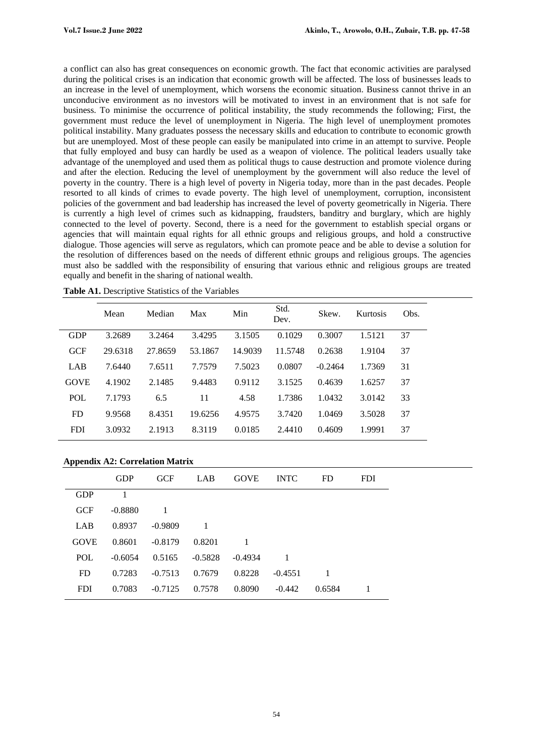a conflict can also has great consequences on economic growth. The fact that economic activities are paralysed during the political crises is an indication that economic growth will be affected. The loss of businesses leads to an increase in the level of unemployment, which worsens the economic situation. Business cannot thrive in an unconducive environment as no investors will be motivated to invest in an environment that is not safe for business. To minimise the occurrence of political instability, the study recommends the following; First, the government must reduce the level of unemployment in Nigeria. The high level of unemployment promotes political instability. Many graduates possess the necessary skills and education to contribute to economic growth but are unemployed. Most of these people can easily be manipulated into crime in an attempt to survive. People that fully employed and busy can hardly be used as a weapon of violence. The political leaders usually take advantage of the unemployed and used them as political thugs to cause destruction and promote violence during and after the election. Reducing the level of unemployment by the government will also reduce the level of poverty in the country. There is a high level of poverty in Nigeria today, more than in the past decades. People resorted to all kinds of crimes to evade poverty. The high level of unemployment, corruption, inconsistent policies of the government and bad leadership has increased the level of poverty geometrically in Nigeria. There is currently a high level of crimes such as kidnapping, fraudsters, banditry and burglary, which are highly connected to the level of poverty. Second, there is a need for the government to establish special organs or agencies that will maintain equal rights for all ethnic groups and religious groups, and hold a constructive dialogue. Those agencies will serve as regulators, which can promote peace and be able to devise a solution for the resolution of differences based on the needs of different ethnic groups and religious groups. The agencies must also be saddled with the responsibility of ensuring that various ethnic and religious groups are treated equally and benefit in the sharing of national wealth.

**Table A1.** Descriptive Statistics of the Variables

| | Mean | Median | Max | Min | Std. Dev. | Skew. | Kurtosis | Obs. |
|---|---|---|---|---|---|---|---|---|
| GDP | 3.2689 | 3.2464 | 3.4295 | 3.1505 | 0.1029 | 0.3007 | 1.5121 | 37 |
| GCF | 29.6318 | 27.8659 | 53.1867 | 14.9039 | 11.5748 | 0.2638 | 1.9104 | 37 |
| LAB | 7.6440 | 7.6511 | 7.7579 | 7.5023 | 0.0807 | -0.2464 | 1.7369 | 31 |
| GOVE | 4.1902 | 2.1485 | 9.4483 | 0.9112 | 3.1525 | 0.4639 | 1.6257 | 37 |
| POL | 7.1793 | 6.5 | 11 | 4.58 | 1.7386 | 1.0432 | 3.0142 | 33 |
| FD | 9.9568 | 8.4351 | 19.6256 | 4.9575 | 3.7420 | 1.0469 | 3.5028 | 37 |
| FDI | 3.0932 | 2.1913 | 8.3119 | 0.0185 | 2.4410 | 0.4609 | 1.9991 | 37 |

**Appendix A2: Correlation Matrix**

| | GDP | GCF | LAB | GOVE | INTC | FD | FDI |
|---|---|---|---|---|---|---|---|
| GDP | 1 | | | | | | |
| GCF | -0.8880 | 1 | | | | | |
| LAB | 0.8937 | -0.9809 | 1 | | | | |
| GOVE | 0.8601 | -0.8179 | 0.8201 | 1 | | | |
| POL | -0.6054 | 0.5165 | -0.5828 | -0.4934 | 1 | | |
| FD | 0.7283 | -0.7513 | 0.7679 | 0.8228 | -0.4551 | 1 | |
| FDI | 0.7083 | -0.7125 | 0.7578 | 0.8090 | -0.442 | 0.6584 | 1 |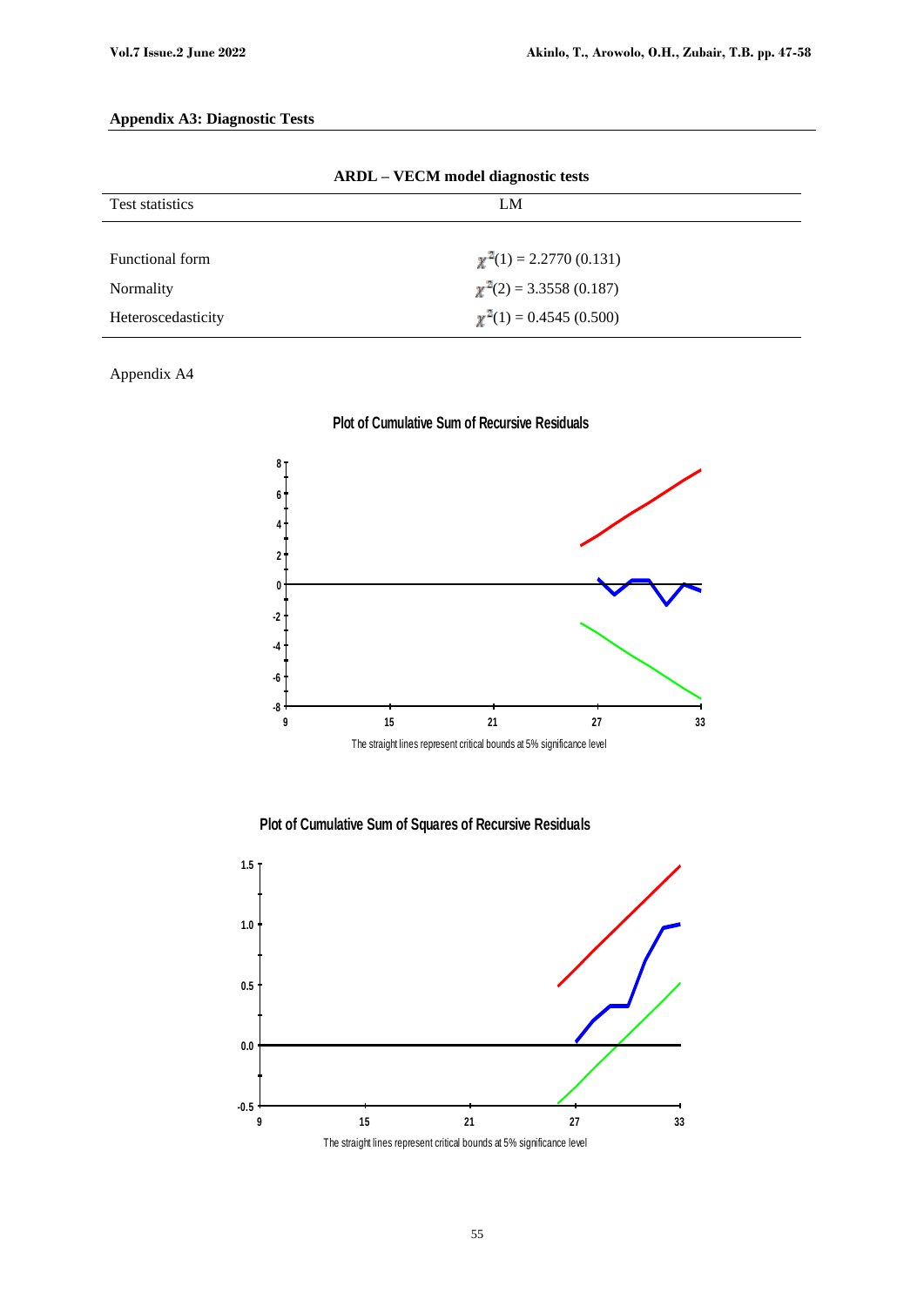**Appendix A3: Diagnostic Tests**

**ARDL – VECM model diagnostic tests**

| Test statistics | LM |
|---|---|
| Functional form | $\chi^2(1) = 2.2770$ (0.131) |
| Normality | $\chi^2(2) = 3.3558$ (0.187) |
| Heteroscedasticity | $\chi^2(1) = 0.4545$ (0.500) |

Appendix A4

**Plot of Cumulative Sum of Recursive Residuals**

The straight lines represent critical bounds at 5% significance level

**Plot of Cumulative Sum of Squares of Recursive Residuals**

The straight lines represent critical bounds at 5% significance level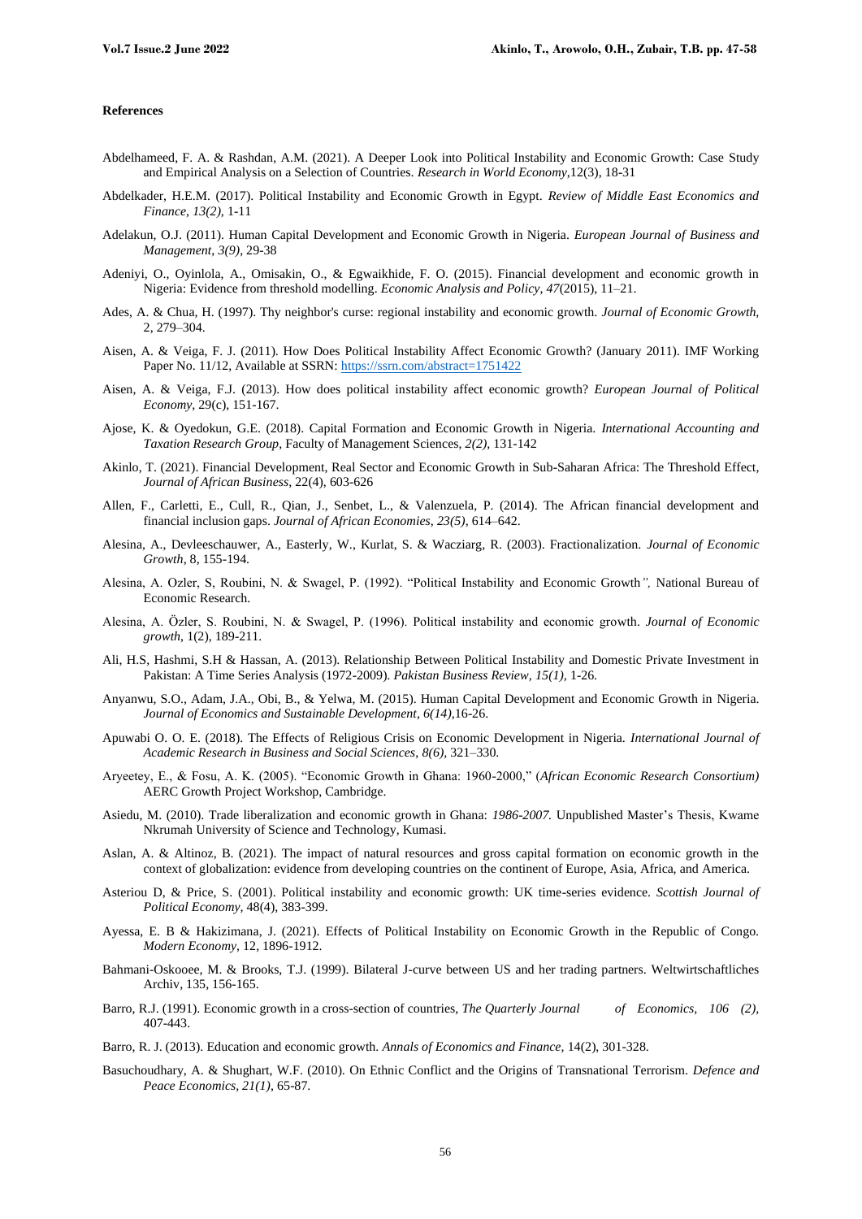**References**

Abdelhameed, F. A. & Rashdan, A.M. (2021). A Deeper Look into Political Instability and Economic Growth: Case Study and Empirical Analysis on a Selection of Countries. *Research in World Economy*,12(3), 18-31

Abdelkader, H.E.M. (2017). Political Instability and Economic Growth in Egypt. *Review of Middle East Economics and Finance, 13(2),* 1-11

Adelakun, O.J. (2011). Human Capital Development and Economic Growth in Nigeria. *European Journal of Business and Management, 3(9),* 29-38

Adeniyi, O., Oyinlola, A., Omisakin, O., & Egwaikhide, F. O. (2015). Financial development and economic growth in Nigeria: Evidence from threshold modelling. *Economic Analysis and Policy*, *47*(2015), 11–21.

Ades, A. & Chua, H. (1997). Thy neighbor's curse: regional instability and economic growth. *Journal of Economic Growth*, 2, 279–304.

Aisen, A. & Veiga, F. J. (2011). How Does Political Instability Affect Economic Growth? (January 2011). IMF Working Paper No. 11/12, Available at SSRN: https://ssrn.com/abstract=1751422

Aisen, A. & Veiga, F.J. (2013). How does political instability affect economic growth? *European Journal of Political Economy*, 29(c), 151-167.

Ajose, K. & Oyedokun, G.E. (2018). Capital Formation and Economic Growth in Nigeria. *International Accounting and Taxation Research Group*, Faculty of Management Sciences, *2(2),* 131-142

Akinlo, T. (2021). Financial Development, Real Sector and Economic Growth in Sub-Saharan Africa: The Threshold Effect, *Journal of African Business*, 22(4), 603-626

Allen, F., Carletti, E., Cull, R., Qian, J., Senbet, L., & Valenzuela, P. (2014). The African financial development and financial inclusion gaps. *Journal of African Economies*, *23(5),* 614–642.

Alesina, A., Devleeschauwer, A., Easterly, W., Kurlat, S. & Wacziarg, R. (2003). Fractionalization. *Journal of Economic Growth*, 8, 155-194.

Alesina, A. Ozler, S, Roubini, N. & Swagel, P. (1992). "Political Instability and Economic Growth*",* National Bureau of Economic Research.

Alesina, A. Özler, S. Roubini, N. & Swagel, P. (1996). Political instability and economic growth. *Journal of Economic growth*, 1(2), 189-211.

Ali, H.S, Hashmi, S.H & Hassan, A. (2013). Relationship Between Political Instability and Domestic Private Investment in Pakistan: A Time Series Analysis (1972-2009). *Pakistan Business Review, 15(1),* 1-26.

Anyanwu, S.O., Adam, J.A., Obi, B., & Yelwa, M. (2015). Human Capital Development and Economic Growth in Nigeria. *Journal of Economics and Sustainable Development*, *6(14),*16-26.

Apuwabi O. O. E. (2018). The Effects of Religious Crisis on Economic Development in Nigeria. *International Journal of Academic Research in Business and Social Sciences*, *8(6),* 321–330.

Aryeetey, E., & Fosu, A. K. (2005). "Economic Growth in Ghana: 1960-2000," (*African Economic Research Consortium)* AERC Growth Project Workshop, Cambridge.

Asiedu, M. (2010). Trade liberalization and economic growth in Ghana: *1986-2007.* Unpublished Master's Thesis, Kwame Nkrumah University of Science and Technology, Kumasi.

Aslan, A. & Altinoz, B. (2021). The impact of natural resources and gross capital formation on economic growth in the context of globalization: evidence from developing countries on the continent of Europe, Asia, Africa, and America.

Asteriou D, & Price, S. (2001). Political instability and economic growth: UK time-series evidence. *Scottish Journal of Political Economy*, 48(4), 383-399.

Ayessa, E. B & Hakizimana, J. (2021). Effects of Political Instability on Economic Growth in the Republic of Congo. *Modern Economy*, 12, 1896-1912.

Bahmani-Oskooee, M. & Brooks, T.J. (1999). Bilateral J-curve between US and her trading partners. Weltwirtschaftliches Archiv, 135, 156-165.

Barro, R.J. (1991). Economic growth in a cross-section of countries, *The Quarterly Journal of Economics, 106 (2),* 407-443.

Barro, R. J. (2013). Education and economic growth. *Annals of Economics and Finance,* 14(2), 301-328.

Basuchoudhary, A. & Shughart, W.F. (2010). On Ethnic Conflict and the Origins of Transnational Terrorism. *Defence and Peace Economics*, *21(1),* 65-87.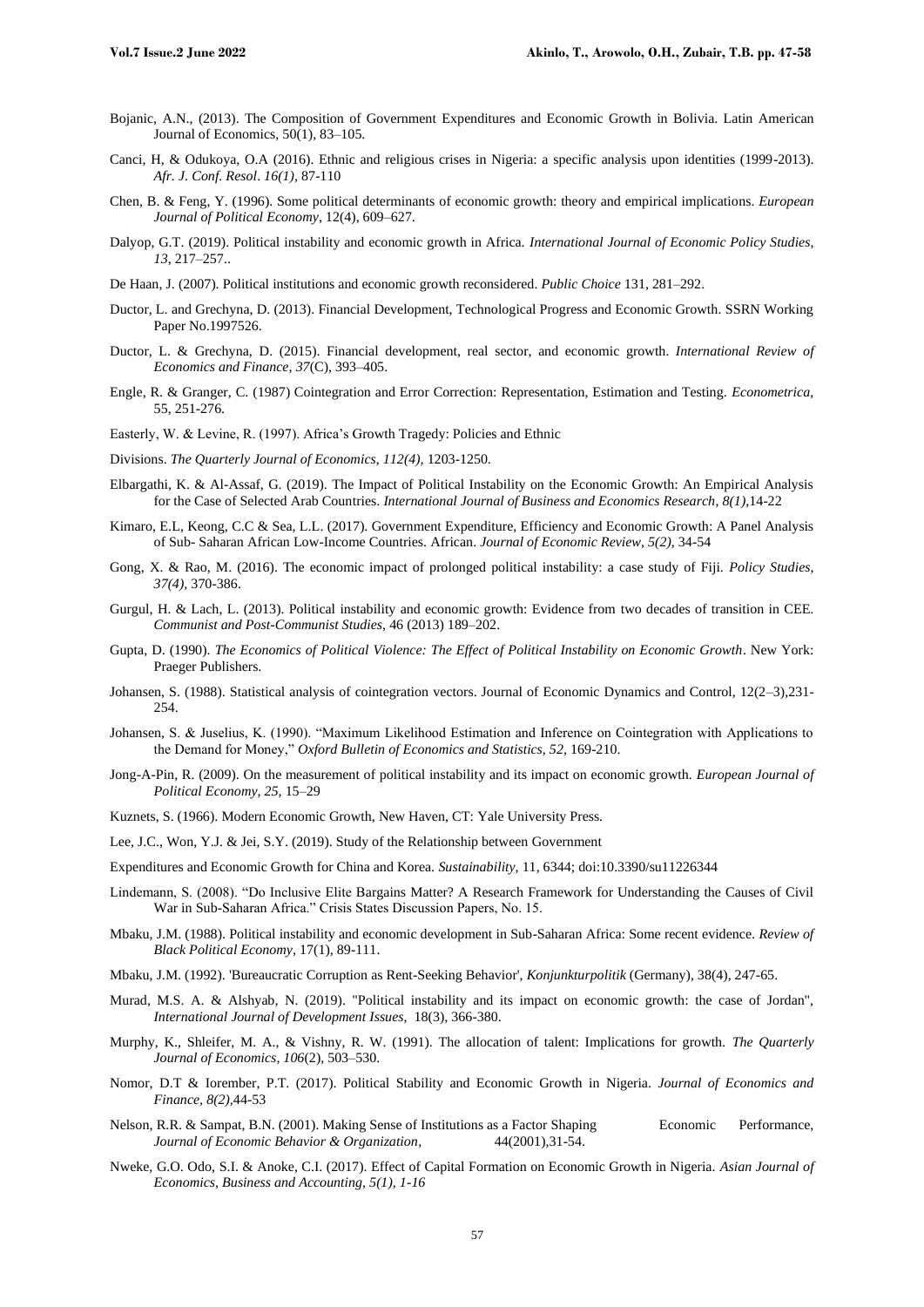Bojanic, A.N., (2013). The Composition of Government Expenditures and Economic Growth in Bolivia. Latin American Journal of Economics, 50(1), 83–105.

Canci, H, & Odukoya, O.A (2016). Ethnic and religious crises in Nigeria: a specific analysis upon identities (1999-2013). *Afr. J. Conf. Resol. 16(1)*, 87-110

Chen, B. & Feng, Y. (1996). Some political determinants of economic growth: theory and empirical implications. *European Journal of Political Economy*, 12(4), 609–627.

Dalyop, G.T. (2019). Political instability and economic growth in Africa. *International Journal of Economic Policy Studies*, *13*, 217–257..

De Haan, J. (2007). Political institutions and economic growth reconsidered. *Public Choice* 131, 281–292.

Ductor, L. and Grechyna, D. (2013). Financial Development, Technological Progress and Economic Growth. SSRN Working Paper No.1997526.

Ductor, L. & Grechyna, D. (2015). Financial development, real sector, and economic growth. *International Review of Economics and Finance*, *37*(C), 393–405.

Engle, R. & Granger, C. (1987) Cointegration and Error Correction: Representation, Estimation and Testing. *Econometrica*, 55, 251-276.

Easterly, W. & Levine, R. (1997). Africa's Growth Tragedy: Policies and Ethnic

Divisions. *The Quarterly Journal of Economics*, *112(4)*, 1203-1250.

Elbargathi, K. & Al-Assaf, G. (2019). The Impact of Political Instability on the Economic Growth: An Empirical Analysis for the Case of Selected Arab Countries. *International Journal of Business and Economics Research*, *8(1)*,14-22

Kimaro, E.L, Keong, C.C & Sea, L.L. (2017). Government Expenditure, Efficiency and Economic Growth: A Panel Analysis of Sub- Saharan African Low-Income Countries. African. *Journal of Economic Review, 5(2)*, 34-54

Gong, X. & Rao, M. (2016). The economic impact of prolonged political instability: a case study of Fiji. *Policy Studies*, *37(4)*, 370-386.

Gurgul, H. & Lach, L. (2013). Political instability and economic growth: Evidence from two decades of transition in CEE. *Communist and Post-Communist Studies*, 46 (2013) 189–202.

Gupta, D. (1990). *The Economics of Political Violence: The Effect of Political Instability on Economic Growth*. New York: Praeger Publishers.

Johansen, S. (1988). Statistical analysis of cointegration vectors. Journal of Economic Dynamics and Control, 12(2–3),231-254.

Johansen, S. & Juselius, K. (1990). "Maximum Likelihood Estimation and Inference on Cointegration with Applications to the Demand for Money," *Oxford Bulletin of Economics and Statistics, 52*, 169-210.

Jong-A-Pin, R. (2009). On the measurement of political instability and its impact on economic growth. *European Journal of Political Economy, 25*, 15–29

Kuznets, S. (1966). Modern Economic Growth, New Haven, CT: Yale University Press.

Lee, J.C., Won, Y.J. & Jei, S.Y. (2019). Study of the Relationship between Government

Expenditures and Economic Growth for China and Korea. *Sustainability*, 11, 6344; doi:10.3390/su11226344

Lindemann, S. (2008). "Do Inclusive Elite Bargains Matter? A Research Framework for Understanding the Causes of Civil War in Sub-Saharan Africa." Crisis States Discussion Papers, No. 15.

Mbaku, J.M. (1988). Political instability and economic development in Sub-Saharan Africa: Some recent evidence. *Review of Black Political Economy*, 17(1), 89-111.

Mbaku, J.M. (1992). 'Bureaucratic Corruption as Rent-Seeking Behavior', *Konjunkturpolitik* (Germany), 38(4), 247-65.

Murad, M.S. A. & Alshyab, N. (2019). "Political instability and its impact on economic growth: the case of Jordan", *International Journal of Development Issues*, 18(3), 366-380.

Murphy, K., Shleifer, M. A., & Vishny, R. W. (1991). The allocation of talent: Implications for growth. *The Quarterly Journal of Economics*, *106*(2), 503–530.

Nomor, D.T & Iorember, P.T. (2017). Political Stability and Economic Growth in Nigeria. *Journal of Economics and Finance, 8(2)*,44-53

Nelson, R.R. & Sampat, B.N. (2001). Making Sense of Institutions as a Factor Shaping Economic Performance, *Journal of Economic Behavior & Organization*, 44(2001),31-54.

Nweke, G.O. Odo, S.I. & Anoke, C.I. (2017). Effect of Capital Formation on Economic Growth in Nigeria. *Asian Journal of Economics, Business and Accounting, 5(1), 1-16*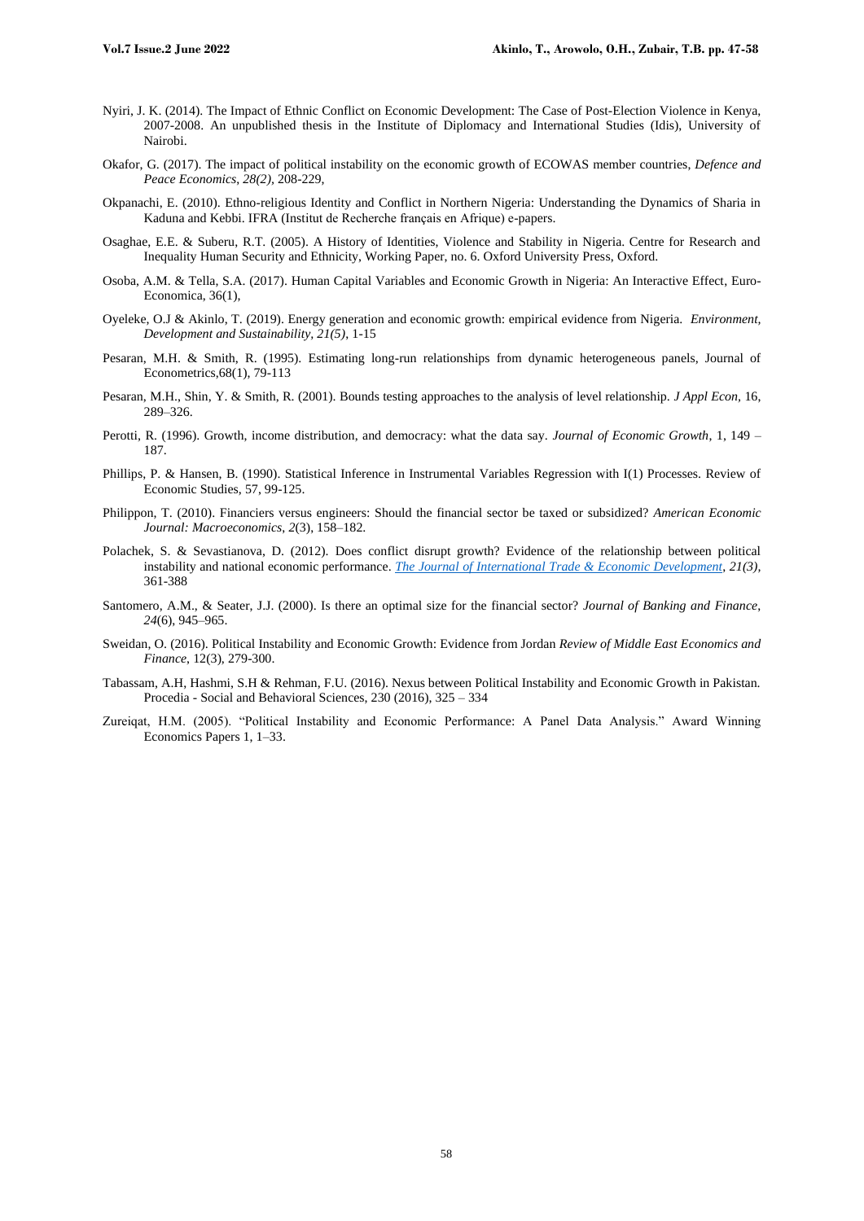Nyiri, J. K. (2014). The Impact of Ethnic Conflict on Economic Development: The Case of Post-Election Violence in Kenya, 2007-2008. An unpublished thesis in the Institute of Diplomacy and International Studies (Idis), University of Nairobi.

Okafor, G. (2017). The impact of political instability on the economic growth of ECOWAS member countries, *Defence and Peace Economics*, *28(2)*, 208-229,

Okpanachi, E. (2010). Ethno-religious Identity and Conflict in Northern Nigeria: Understanding the Dynamics of Sharia in Kaduna and Kebbi. IFRA (Institut de Recherche français en Afrique) e-papers.

Osaghae, E.E. & Suberu, R.T. (2005). A History of Identities, Violence and Stability in Nigeria. Centre for Research and Inequality Human Security and Ethnicity, Working Paper, no. 6. Oxford University Press, Oxford.

Osoba, A.M. & Tella, S.A. (2017). Human Capital Variables and Economic Growth in Nigeria: An Interactive Effect, Euro-Economica, 36(1),

Oyeleke, O.J & Akinlo, T. (2019). Energy generation and economic growth: empirical evidence from Nigeria. *Environment, Development and Sustainability, 21(5)*, 1-15

Pesaran, M.H. & Smith, R. (1995). Estimating long-run relationships from dynamic heterogeneous panels, Journal of Econometrics,68(1), 79-113

Pesaran, M.H., Shin, Y. & Smith, R. (2001). Bounds testing approaches to the analysis of level relationship. *J Appl Econ*, 16, 289–326.

Perotti, R. (1996). Growth, income distribution, and democracy: what the data say. *Journal of Economic Growth*, 1, 149 – 187.

Phillips, P. & Hansen, B. (1990). Statistical Inference in Instrumental Variables Regression with I(1) Processes. Review of Economic Studies, 57, 99-125.

Philippon, T. (2010). Financiers versus engineers: Should the financial sector be taxed or subsidized? *American Economic Journal: Macroeconomics*, *2*(3), 158–182.

Polachek, S. & Sevastianova, D. (2012). Does conflict disrupt growth? Evidence of the relationship between political instability and national economic performance. *The Journal of International Trade & Economic Development*, *21(3)*, 361-388

Santomero, A.M., & Seater, J.J. (2000). Is there an optimal size for the financial sector? *Journal of Banking and Finance*, *24*(6), 945–965.

Sweidan, O. (2016). Political Instability and Economic Growth: Evidence from Jordan *Review of Middle East Economics and Finance*, 12(3), 279-300.

Tabassam, A.H, Hashmi, S.H & Rehman, F.U. (2016). Nexus between Political Instability and Economic Growth in Pakistan. Procedia - Social and Behavioral Sciences, 230 (2016), 325 – 334

Zureiqat, H.M. (2005). "Political Instability and Economic Performance: A Panel Data Analysis." Award Winning Economics Papers 1, 1–33.